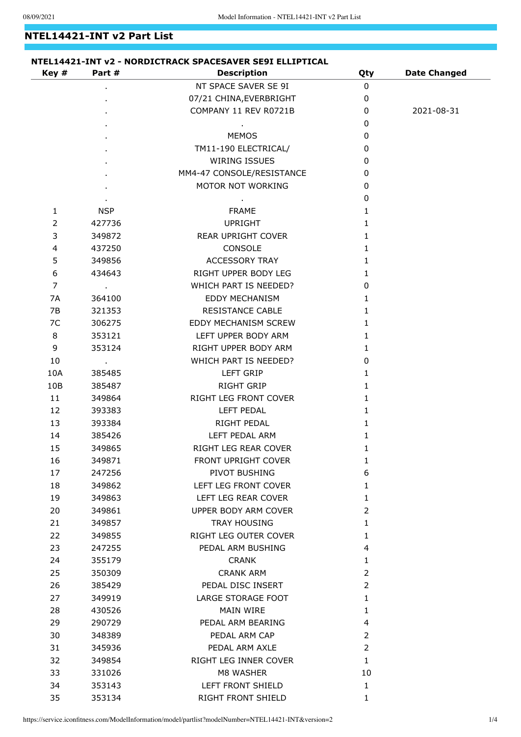## NTEL14421-INT v2 Part List

### NTEL14421-INT v2 - NORDICTRACK SPACESAVER SE9I ELLIPTICAL

| Key # | Part # | Description | Qty | Date Changed |
|---|---|---|---|---|
| | . | NT SPACE SAVER SE 9I | 0 | |
| | . | 07/21 CHINA,EVERBRIGHT | 0 | |
| | . | COMPANY 11 REV R0721B | 0 | 2021-08-31 |
| | . | . | 0 | |
| | . | MEMOS | 0 | |
| | . | TM11-190 ELECTRICAL/ | 0 | |
| | . | WIRING ISSUES | 0 | |
| | . | MM4-47 CONSOLE/RESISTANCE | 0 | |
| | . | MOTOR NOT WORKING | 0 | |
| | . | . | 0 | |
| 1 | NSP | FRAME | 1 | |
| 2 | 427736 | UPRIGHT | 1 | |
| 3 | 349872 | REAR UPRIGHT COVER | 1 | |
| 4 | 437250 | CONSOLE | 1 | |
| 5 | 349856 | ACCESSORY TRAY | 1 | |
| 6 | 434643 | RIGHT UPPER BODY LEG | 1 | |
| 7 | . | WHICH PART IS NEEDED? | 0 | |
| 7A | 364100 | EDDY MECHANISM | 1 | |
| 7B | 321353 | RESISTANCE CABLE | 1 | |
| 7C | 306275 | EDDY MECHANISM SCREW | 1 | |
| 8 | 353121 | LEFT UPPER BODY ARM | 1 | |
| 9 | 353124 | RIGHT UPPER BODY ARM | 1 | |
| 10 | . | WHICH PART IS NEEDED? | 0 | |
| 10A | 385485 | LEFT GRIP | 1 | |
| 10B | 385487 | RIGHT GRIP | 1 | |
| 11 | 349864 | RIGHT LEG FRONT COVER | 1 | |
| 12 | 393383 | LEFT PEDAL | 1 | |
| 13 | 393384 | RIGHT PEDAL | 1 | |
| 14 | 385426 | LEFT PEDAL ARM | 1 | |
| 15 | 349865 | RIGHT LEG REAR COVER | 1 | |
| 16 | 349871 | FRONT UPRIGHT COVER | 1 | |
| 17 | 247256 | PIVOT BUSHING | 6 | |
| 18 | 349862 | LEFT LEG FRONT COVER | 1 | |
| 19 | 349863 | LEFT LEG REAR COVER | 1 | |
| 20 | 349861 | UPPER BODY ARM COVER | 2 | |
| 21 | 349857 | TRAY HOUSING | 1 | |
| 22 | 349855 | RIGHT LEG OUTER COVER | 1 | |
| 23 | 247255 | PEDAL ARM BUSHING | 4 | |
| 24 | 355179 | CRANK | 1 | |
| 25 | 350309 | CRANK ARM | 2 | |
| 26 | 385429 | PEDAL DISC INSERT | 2 | |
| 27 | 349919 | LARGE STORAGE FOOT | 1 | |
| 28 | 430526 | MAIN WIRE | 1 | |
| 29 | 290729 | PEDAL ARM BEARING | 4 | |
| 30 | 348389 | PEDAL ARM CAP | 2 | |
| 31 | 345936 | PEDAL ARM AXLE | 2 | |
| 32 | 349854 | RIGHT LEG INNER COVER | 1 | |
| 33 | 331026 | M8 WASHER | 10 | |
| 34 | 353143 | LEFT FRONT SHIELD | 1 | |
| 35 | 353134 | RIGHT FRONT SHIELD | 1 | |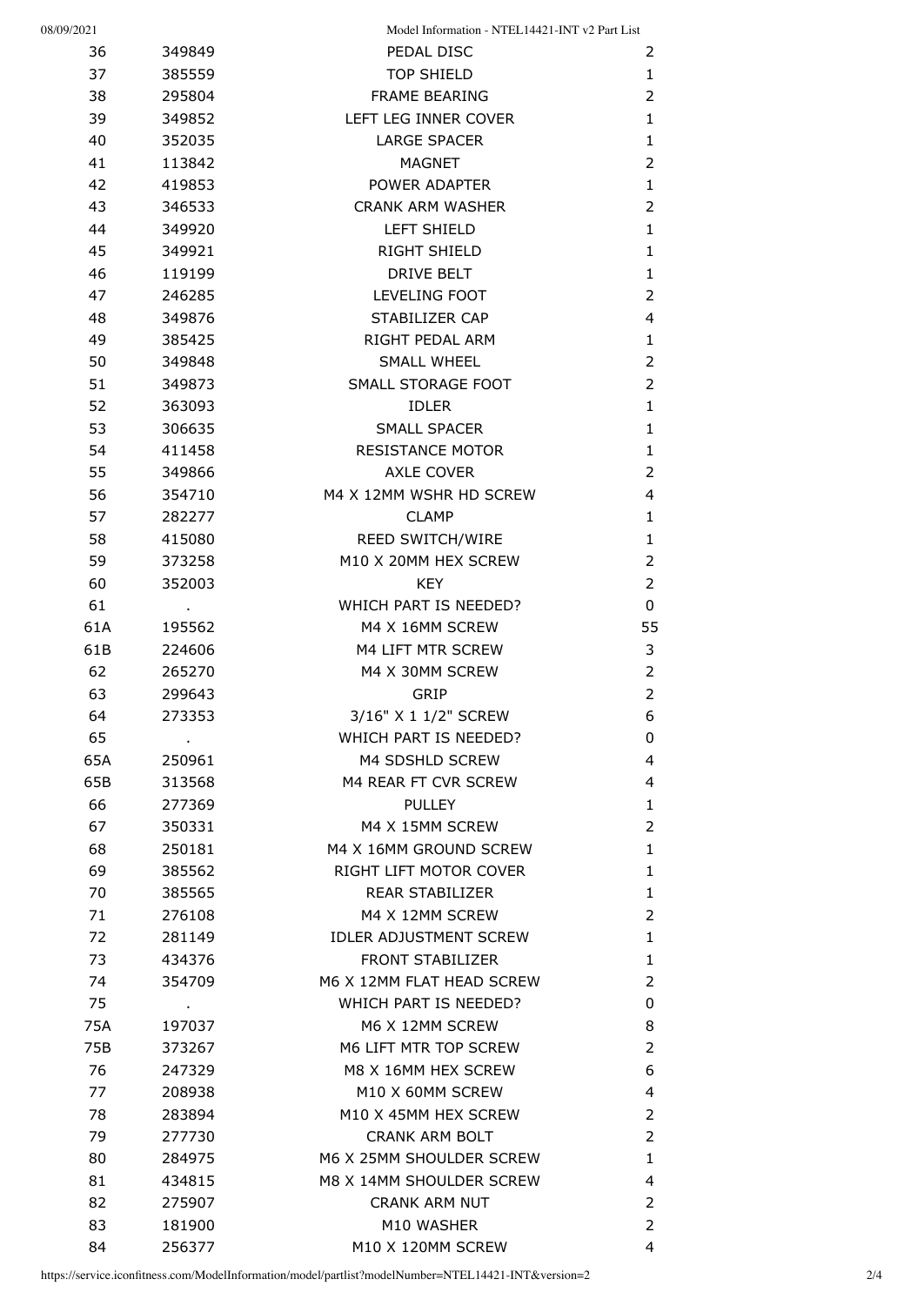| | | | |
|---|---|---|---|
| 36 | 349849 | PEDAL DISC | 2 |
| 37 | 385559 | TOP SHIELD | 1 |
| 38 | 295804 | FRAME BEARING | 2 |
| 39 | 349852 | LEFT LEG INNER COVER | 1 |
| 40 | 352035 | LARGE SPACER | 1 |
| 41 | 113842 | MAGNET | 2 |
| 42 | 419853 | POWER ADAPTER | 1 |
| 43 | 346533 | CRANK ARM WASHER | 2 |
| 44 | 349920 | LEFT SHIELD | 1 |
| 45 | 349921 | RIGHT SHIELD | 1 |
| 46 | 119199 | DRIVE BELT | 1 |
| 47 | 246285 | LEVELING FOOT | 2 |
| 48 | 349876 | STABILIZER CAP | 4 |
| 49 | 385425 | RIGHT PEDAL ARM | 1 |
| 50 | 349848 | SMALL WHEEL | 2 |
| 51 | 349873 | SMALL STORAGE FOOT | 2 |
| 52 | 363093 | IDLER | 1 |
| 53 | 306635 | SMALL SPACER | 1 |
| 54 | 411458 | RESISTANCE MOTOR | 1 |
| 55 | 349866 | AXLE COVER | 2 |
| 56 | 354710 | M4 X 12MM WSHR HD SCREW | 4 |
| 57 | 282277 | CLAMP | 1 |
| 58 | 415080 | REED SWITCH/WIRE | 1 |
| 59 | 373258 | M10 X 20MM HEX SCREW | 2 |
| 60 | 352003 | KEY | 2 |
| 61 | . | WHICH PART IS NEEDED? | 0 |
| 61A | 195562 | M4 X 16MM SCREW | 55 |
| 61B | 224606 | M4 LIFT MTR SCREW | 3 |
| 62 | 265270 | M4 X 30MM SCREW | 2 |
| 63 | 299643 | GRIP | 2 |
| 64 | 273353 | 3/16" X 1 1/2" SCREW | 6 |
| 65 | . | WHICH PART IS NEEDED? | 0 |
| 65A | 250961 | M4 SDSHLD SCREW | 4 |
| 65B | 313568 | M4 REAR FT CVR SCREW | 4 |
| 66 | 277369 | PULLEY | 1 |
| 67 | 350331 | M4 X 15MM SCREW | 2 |
| 68 | 250181 | M4 X 16MM GROUND SCREW | 1 |
| 69 | 385562 | RIGHT LIFT MOTOR COVER | 1 |
| 70 | 385565 | REAR STABILIZER | 1 |
| 71 | 276108 | M4 X 12MM SCREW | 2 |
| 72 | 281149 | IDLER ADJUSTMENT SCREW | 1 |
| 73 | 434376 | FRONT STABILIZER | 1 |
| 74 | 354709 | M6 X 12MM FLAT HEAD SCREW | 2 |
| 75 | . | WHICH PART IS NEEDED? | 0 |
| 75A | 197037 | M6 X 12MM SCREW | 8 |
| 75B | 373267 | M6 LIFT MTR TOP SCREW | 2 |
| 76 | 247329 | M8 X 16MM HEX SCREW | 6 |
| 77 | 208938 | M10 X 60MM SCREW | 4 |
| 78 | 283894 | M10 X 45MM HEX SCREW | 2 |
| 79 | 277730 | CRANK ARM BOLT | 2 |
| 80 | 284975 | M6 X 25MM SHOULDER SCREW | 1 |
| 81 | 434815 | M8 X 14MM SHOULDER SCREW | 4 |
| 82 | 275907 | CRANK ARM NUT | 2 |
| 83 | 181900 | M10 WASHER | 2 |
| 84 | 256377 | M10 X 120MM SCREW | 4 |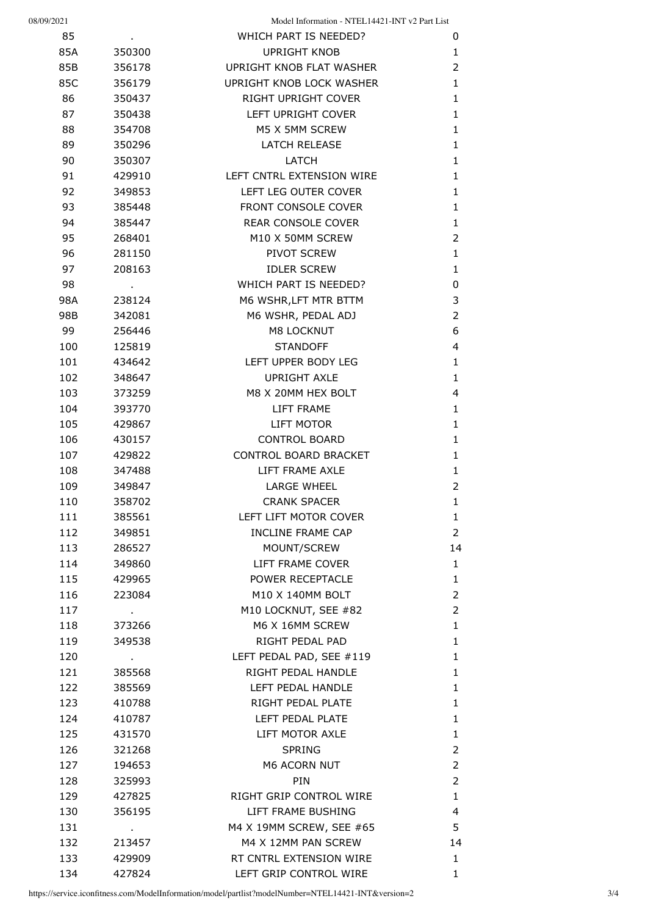| | | | |
|---|---|---|---|
| 85 | . | WHICH PART IS NEEDED? | 0 |
| 85A | 350300 | UPRIGHT KNOB | 1 |
| 85B | 356178 | UPRIGHT KNOB FLAT WASHER | 2 |
| 85C | 356179 | UPRIGHT KNOB LOCK WASHER | 1 |
| 86 | 350437 | RIGHT UPRIGHT COVER | 1 |
| 87 | 350438 | LEFT UPRIGHT COVER | 1 |
| 88 | 354708 | M5 X 5MM SCREW | 1 |
| 89 | 350296 | LATCH RELEASE | 1 |
| 90 | 350307 | LATCH | 1 |
| 91 | 429910 | LEFT CNTRL EXTENSION WIRE | 1 |
| 92 | 349853 | LEFT LEG OUTER COVER | 1 |
| 93 | 385448 | FRONT CONSOLE COVER | 1 |
| 94 | 385447 | REAR CONSOLE COVER | 1 |
| 95 | 268401 | M10 X 50MM SCREW | 2 |
| 96 | 281150 | PIVOT SCREW | 1 |
| 97 | 208163 | IDLER SCREW | 1 |
| 98 | . | WHICH PART IS NEEDED? | 0 |
| 98A | 238124 | M6 WSHR,LFT MTR BTTM | 3 |
| 98B | 342081 | M6 WSHR, PEDAL ADJ | 2 |
| 99 | 256446 | M8 LOCKNUT | 6 |
| 100 | 125819 | STANDOFF | 4 |
| 101 | 434642 | LEFT UPPER BODY LEG | 1 |
| 102 | 348647 | UPRIGHT AXLE | 1 |
| 103 | 373259 | M8 X 20MM HEX BOLT | 4 |
| 104 | 393770 | LIFT FRAME | 1 |
| 105 | 429867 | LIFT MOTOR | 1 |
| 106 | 430157 | CONTROL BOARD | 1 |
| 107 | 429822 | CONTROL BOARD BRACKET | 1 |
| 108 | 347488 | LIFT FRAME AXLE | 1 |
| 109 | 349847 | LARGE WHEEL | 2 |
| 110 | 358702 | CRANK SPACER | 1 |
| 111 | 385561 | LEFT LIFT MOTOR COVER | 1 |
| 112 | 349851 | INCLINE FRAME CAP | 2 |
| 113 | 286527 | MOUNT/SCREW | 14 |
| 114 | 349860 | LIFT FRAME COVER | 1 |
| 115 | 429965 | POWER RECEPTACLE | 1 |
| 116 | 223084 | M10 X 140MM BOLT | 2 |
| 117 | . | M10 LOCKNUT, SEE #82 | 2 |
| 118 | 373266 | M6 X 16MM SCREW | 1 |
| 119 | 349538 | RIGHT PEDAL PAD | 1 |
| 120 | . | LEFT PEDAL PAD, SEE #119 | 1 |
| 121 | 385568 | RIGHT PEDAL HANDLE | 1 |
| 122 | 385569 | LEFT PEDAL HANDLE | 1 |
| 123 | 410788 | RIGHT PEDAL PLATE | 1 |
| 124 | 410787 | LEFT PEDAL PLATE | 1 |
| 125 | 431570 | LIFT MOTOR AXLE | 1 |
| 126 | 321268 | SPRING | 2 |
| 127 | 194653 | M6 ACORN NUT | 2 |
| 128 | 325993 | PIN | 2 |
| 129 | 427825 | RIGHT GRIP CONTROL WIRE | 1 |
| 130 | 356195 | LIFT FRAME BUSHING | 4 |
| 131 | . | M4 X 19MM SCREW, SEE #65 | 5 |
| 132 | 213457 | M4 X 12MM PAN SCREW | 14 |
| 133 | 429909 | RT CNTRL EXTENSION WIRE | 1 |
| 134 | 427824 | LEFT GRIP CONTROL WIRE | 1 |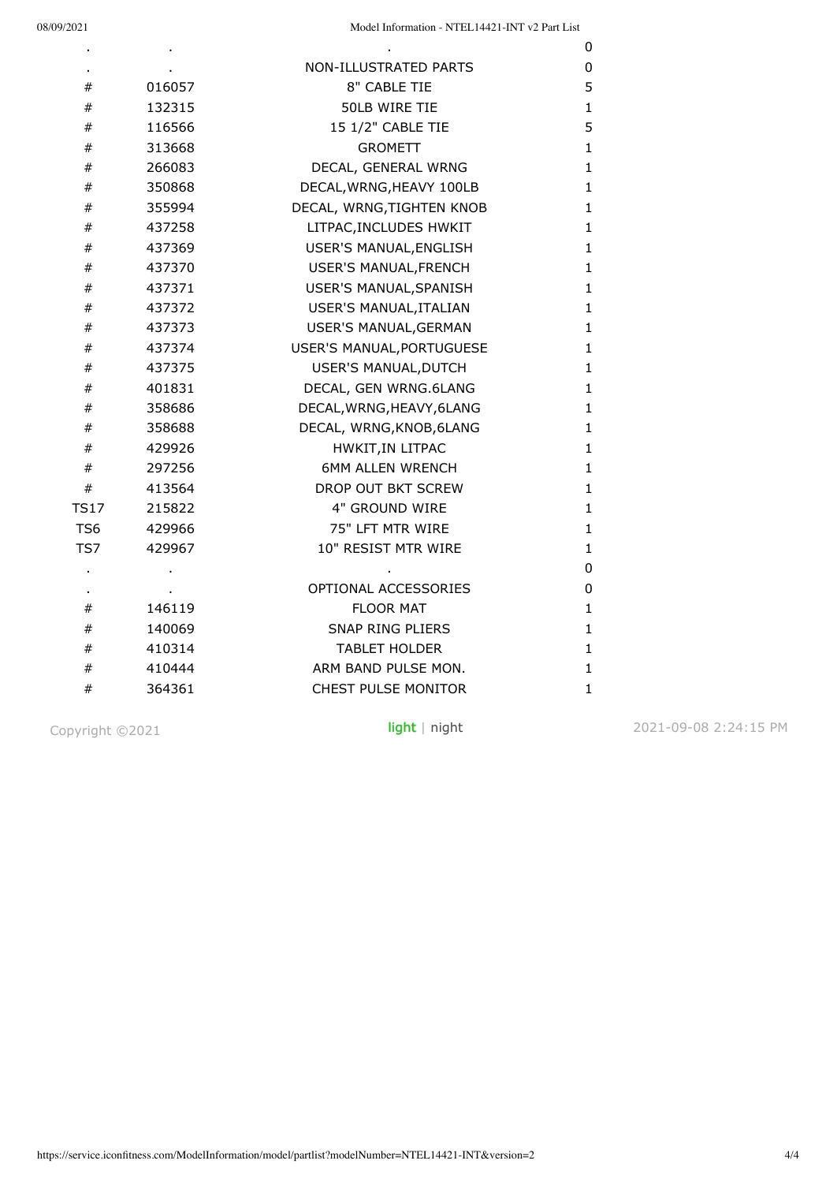| | | | |
|---|---|---|---|
| . | . | . | 0 |
| . | . | NON-ILLUSTRATED PARTS | 0 |
| # | 016057 | 8" CABLE TIE | 5 |
| # | 132315 | 50LB WIRE TIE | 1 |
| # | 116566 | 15 1/2" CABLE TIE | 5 |
| # | 313668 | GROMETT | 1 |
| # | 266083 | DECAL, GENERAL WRNG | 1 |
| # | 350868 | DECAL,WRNG,HEAVY 100LB | 1 |
| # | 355994 | DECAL, WRNG,TIGHTEN KNOB | 1 |
| # | 437258 | LITPAC,INCLUDES HWKIT | 1 |
| # | 437369 | USER'S MANUAL,ENGLISH | 1 |
| # | 437370 | USER'S MANUAL,FRENCH | 1 |
| # | 437371 | USER'S MANUAL,SPANISH | 1 |
| # | 437372 | USER'S MANUAL,ITALIAN | 1 |
| # | 437373 | USER'S MANUAL,GERMAN | 1 |
| # | 437374 | USER'S MANUAL,PORTUGUESE | 1 |
| # | 437375 | USER'S MANUAL,DUTCH | 1 |
| # | 401831 | DECAL, GEN WRNG.6LANG | 1 |
| # | 358686 | DECAL,WRNG,HEAVY,6LANG | 1 |
| # | 358688 | DECAL, WRNG,KNOB,6LANG | 1 |
| # | 429926 | HWKIT,IN LITPAC | 1 |
| # | 297256 | 6MM ALLEN WRENCH | 1 |
| # | 413564 | DROP OUT BKT SCREW | 1 |
| TS17 | 215822 | 4" GROUND WIRE | 1 |
| TS6 | 429966 | 75" LFT MTR WIRE | 1 |
| TS7 | 429967 | 10" RESIST MTR WIRE | 1 |
| . | . | . | 0 |
| . | . | OPTIONAL ACCESSORIES | 0 |
| # | 146119 | FLOOR MAT | 1 |
| # | 140069 | SNAP RING PLIERS | 1 |
| # | 410314 | TABLET HOLDER | 1 |
| # | 410444 | ARM BAND PULSE MON. | 1 |
| # | 364361 | CHEST PULSE MONITOR | 1 |

Copyright ©2021 light | night 2021-09-08 2:24:15 PM